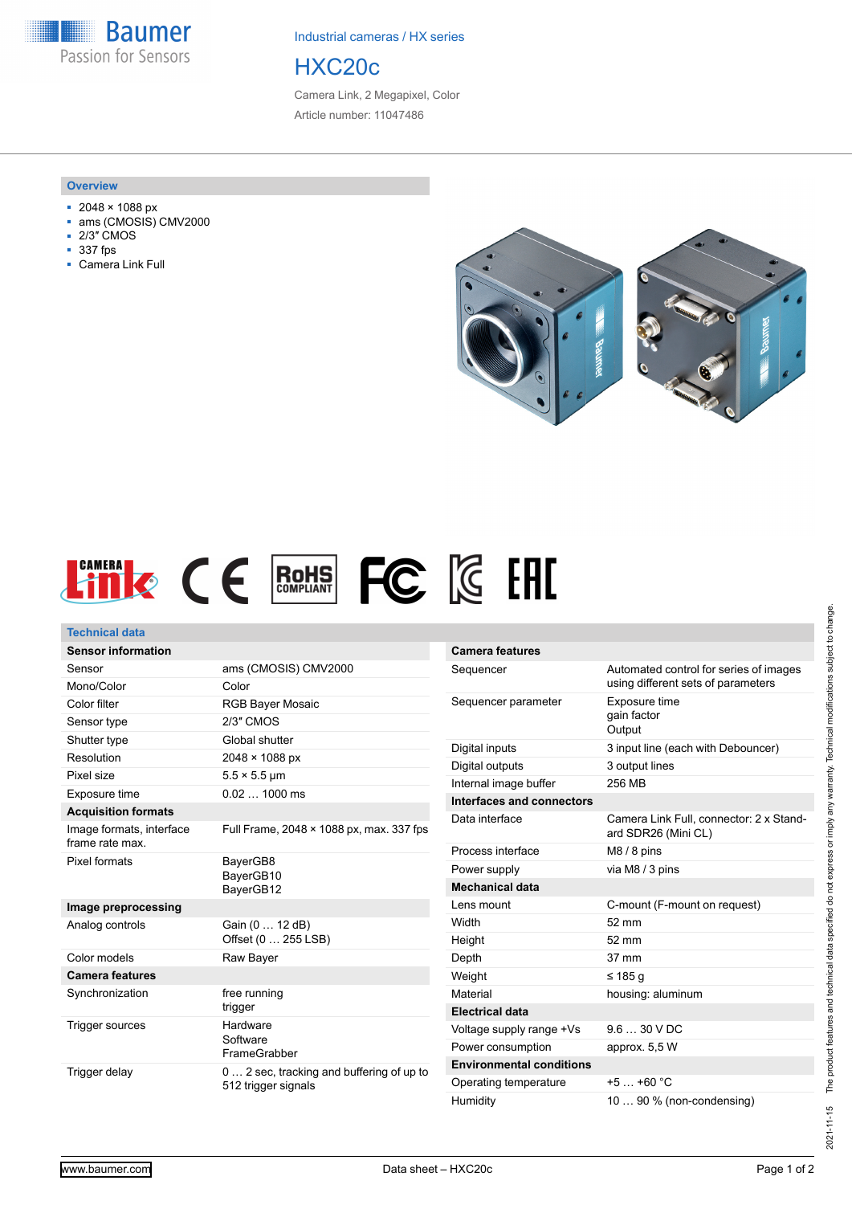Baumer
Passion for Sensors

Industrial cameras / HX series

# HXC20c

Camera Link, 2 Megapixel, Color

Article number: 11047486

## Overview

- 2048 × 1088 px
- ams (CMOSIS) CMV2000
- 2/3″ CMOS
- 337 fps
- Camera Link Full

## Technical data

| | |
|---|---|
| **Sensor information** | |
| Sensor | ams (CMOSIS) CMV2000 |
| Mono/Color | Color |
| Color filter | RGB Bayer Mosaic |
| Sensor type | 2/3″ CMOS |
| Shutter type | Global shutter |
| Resolution | 2048 × 1088 px |
| Pixel size | 5.5 × 5.5 µm |
| Exposure time | 0.02 … 1000 ms |
| **Acquisition formats** | |
| Image formats, interface frame rate max. | Full Frame, 2048 × 1088 px, max. 337 fps |
| Pixel formats | BayerGB8<br>BayerGB10<br>BayerGB12 |
| **Image preprocessing** | |
| Analog controls | Gain (0 … 12 dB)<br>Offset (0 … 255 LSB) |
| Color models | Raw Bayer |
| **Camera features** | |
| Synchronization | free running<br>trigger |
| Trigger sources | Hardware<br>Software<br>FrameGrabber |
| Trigger delay | 0 … 2 sec, tracking and buffering of up to 512 trigger signals |

| | |
|---|---|
| **Camera features** | |
| Sequencer | Automated control for series of images using different sets of parameters |
| Sequencer parameter | Exposure time<br>gain factor<br>Output |
| Digital inputs | 3 input line (each with Debouncer) |
| Digital outputs | 3 output lines |
| Internal image buffer | 256 MB |
| **Interfaces and connectors** | |
| Data interface | Camera Link Full, connector: 2 x Standard SDR26 (Mini CL) |
| Process interface | M8 / 8 pins |
| Power supply | via M8 / 3 pins |
| **Mechanical data** | |
| Lens mount | C-mount (F-mount on request) |
| Width | 52 mm |
| Height | 52 mm |
| Depth | 37 mm |
| Weight | ≤ 185 g |
| Material | housing: aluminum |
| **Electrical data** | |
| Voltage supply range +Vs | 9.6 … 30 V DC |
| Power consumption | approx. 5,5 W |
| **Environmental conditions** | |
| Operating temperature | +5 … +60 °C |
| Humidity | 10 … 90 % (non-condensing) |

2021-11-15 The product features and technical data specified do not express or imply any warranty. Technical modifications subject to change.

www.baumer.com

Data sheet – HXC20c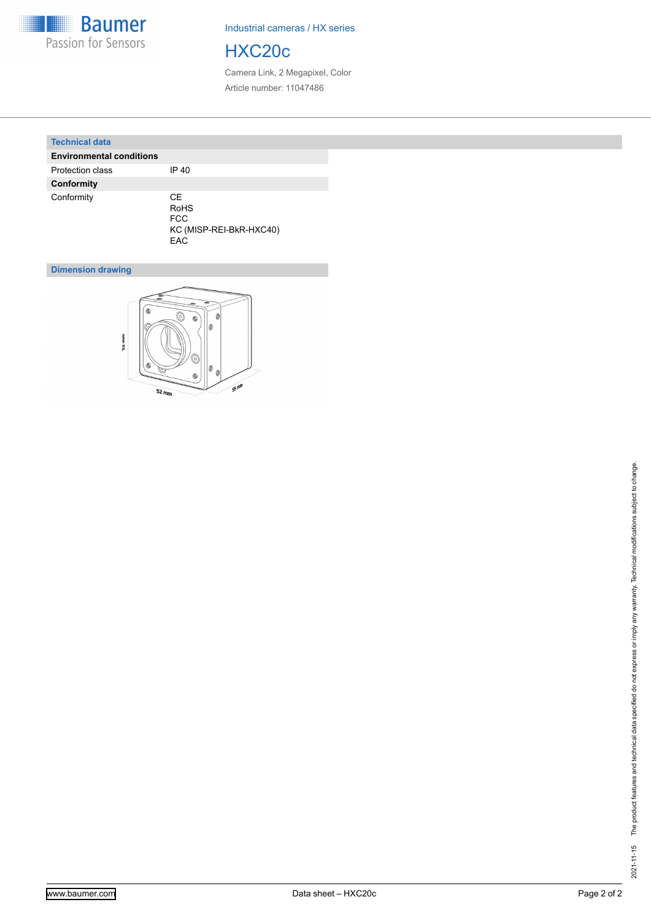Industrial cameras / HX series

# HXC20c

Camera Link, 2 Megapixel, Color

Article number: 11047486

## Technical data

| | |
|---|---|
| **Environmental conditions** | |
| Protection class | IP 40 |
| **Conformity** | |
| Conformity | CE<br>RoHS<br>FCC<br>KC (MISP-REI-BkR-HXC40)<br>EAC |

## Dimension drawing

52 mm

52 mm

55 mm

2021-11-15 The product features and technical data specified do not express or imply any warranty. Technical modifications subject to change.